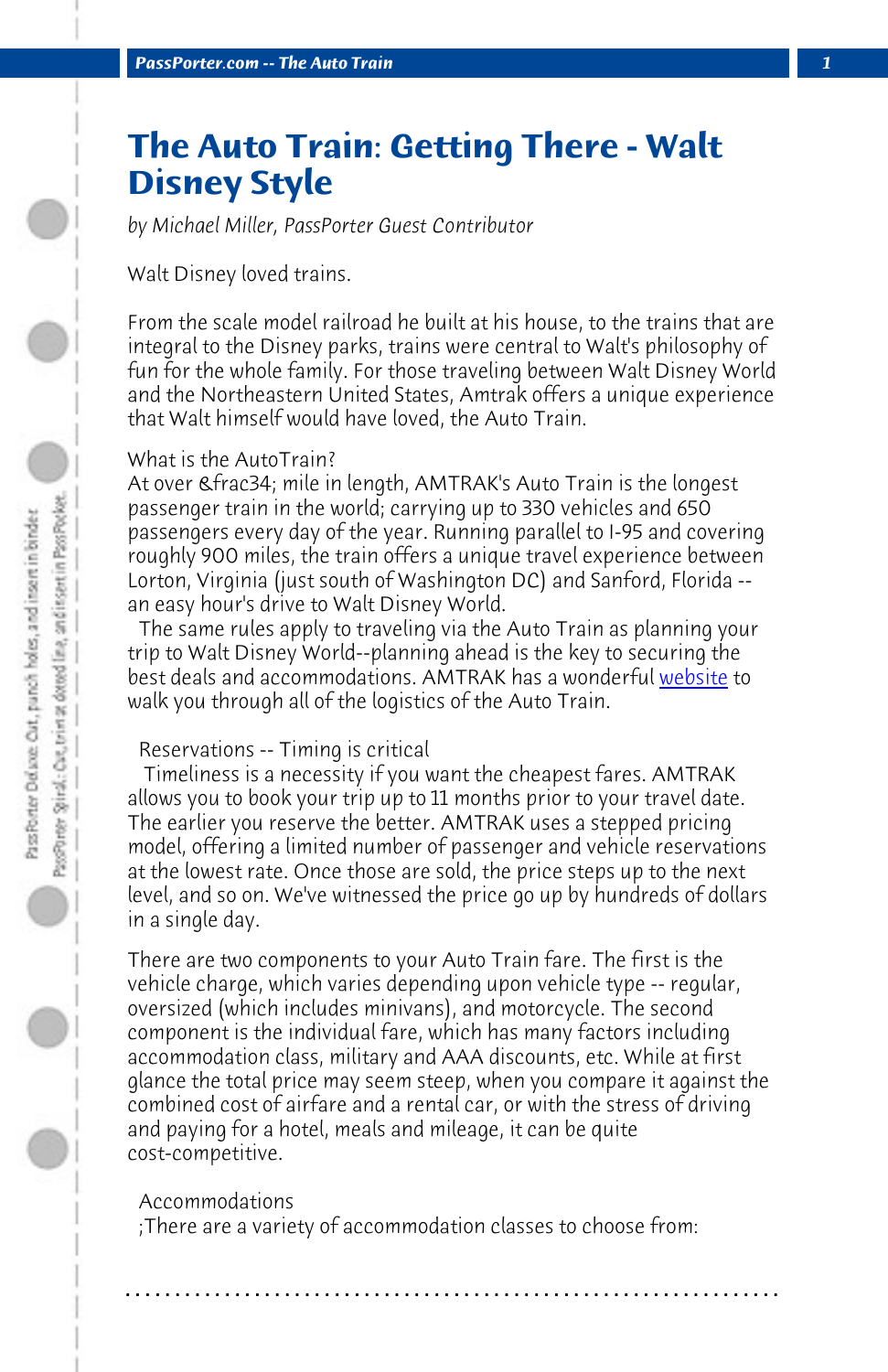# The Auto Train: Getting There - Walt Disney Style

*by Michael Miller, PassPorter Guest Contributor*

Walt Disney loved trains.

From the scale model railroad he built at his house, to the trains that are integral to the Disney parks, trains were central to Walt's philosophy of fun for the whole family. For those traveling between Walt Disney World and the Northeastern United States, Amtrak offers a unique experience that Walt himself would have loved, the Auto Train.

What is the AutoTrain?
At over &frac34; mile in length, AMTRAK's Auto Train is the longest passenger train in the world; carrying up to 330 vehicles and 650 passengers every day of the year. Running parallel to I-95 and covering roughly 900 miles, the train offers a unique travel experience between Lorton, Virginia (just south of Washington DC) and Sanford, Florida -- an easy hour's drive to Walt Disney World.

The same rules apply to traveling via the Auto Train as planning your trip to Walt Disney World--planning ahead is the key to securing the best deals and accommodations. AMTRAK has a wonderful website to walk you through all of the logistics of the Auto Train.

Reservations -- Timing is critical

Timeliness is a necessity if you want the cheapest fares. AMTRAK allows you to book your trip up to 11 months prior to your travel date. The earlier you reserve the better. AMTRAK uses a stepped pricing model, offering a limited number of passenger and vehicle reservations at the lowest rate. Once those are sold, the price steps up to the next level, and so on. We've witnessed the price go up by hundreds of dollars in a single day.

There are two components to your Auto Train fare. The first is the vehicle charge, which varies depending upon vehicle type -- regular, oversized (which includes minivans), and motorcycle. The second component is the individual fare, which has many factors including accommodation class, military and AAA discounts, etc. While at first glance the total price may seem steep, when you compare it against the combined cost of airfare and a rental car, or with the stress of driving and paying for a hotel, meals and mileage, it can be quite cost-competitive.

Accommodations

;There are a variety of accommodation classes to choose from: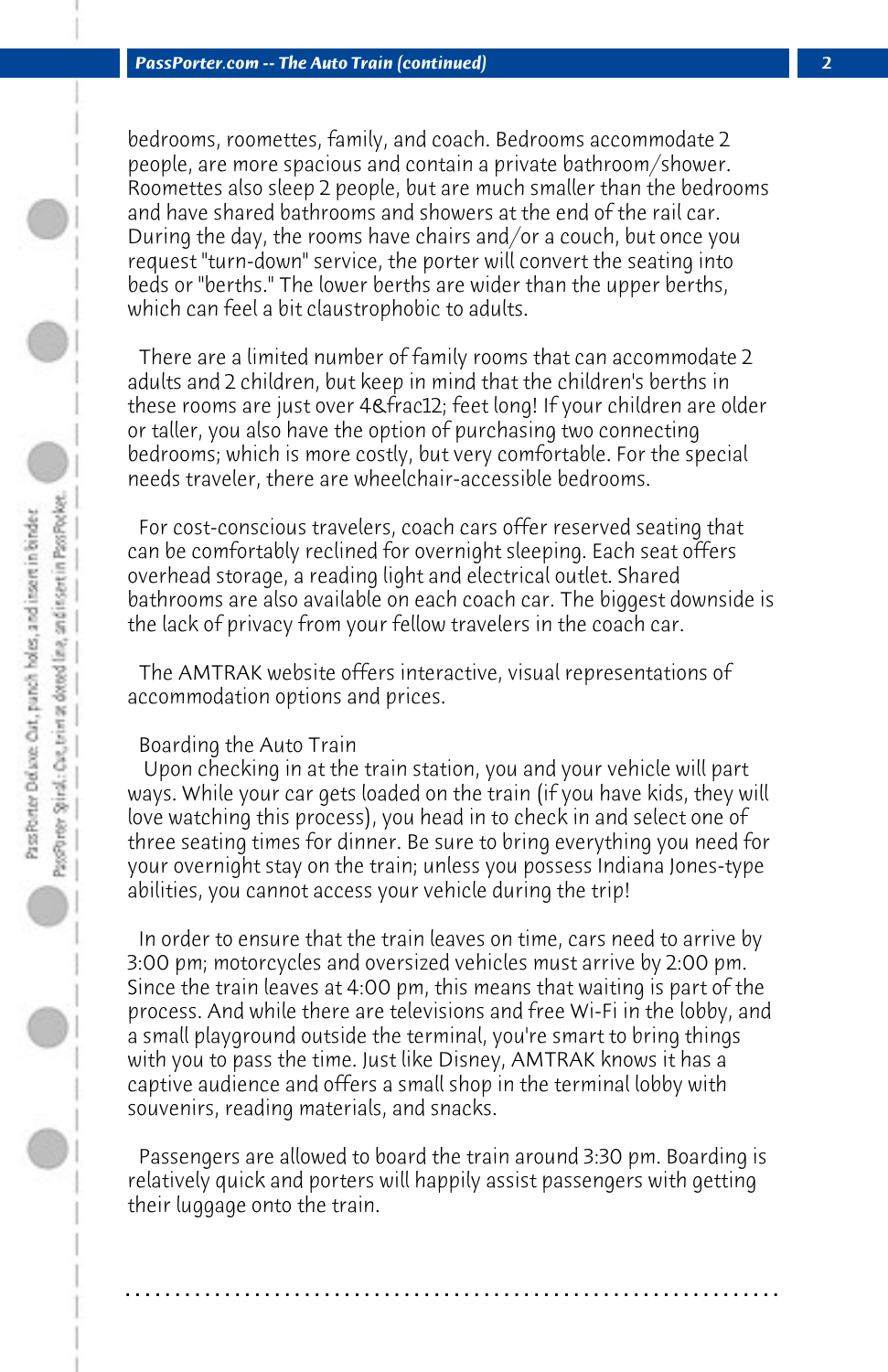bedrooms, roomettes, family, and coach. Bedrooms accommodate 2 people, are more spacious and contain a private bathroom/shower. Roomettes also sleep 2 people, but are much smaller than the bedrooms and have shared bathrooms and showers at the end of the rail car. During the day, the rooms have chairs and/or a couch, but once you request "turn-down" service, the porter will convert the seating into beds or "berths." The lower berths are wider than the upper berths, which can feel a bit claustrophobic to adults.

There are a limited number of family rooms that can accommodate 2 adults and 2 children, but keep in mind that the children's berths in these rooms are just over 4&frac12; feet long! If your children are older or taller, you also have the option of purchasing two connecting bedrooms; which is more costly, but very comfortable. For the special needs traveler, there are wheelchair-accessible bedrooms.

For cost-conscious travelers, coach cars offer reserved seating that can be comfortably reclined for overnight sleeping. Each seat offers overhead storage, a reading light and electrical outlet. Shared bathrooms are also available on each coach car. The biggest downside is the lack of privacy from your fellow travelers in the coach car.

The AMTRAK website offers interactive, visual representations of accommodation options and prices.

Boarding the Auto Train

Upon checking in at the train station, you and your vehicle will part ways. While your car gets loaded on the train (if you have kids, they will love watching this process), you head in to check in and select one of three seating times for dinner. Be sure to bring everything you need for your overnight stay on the train; unless you possess Indiana Jones-type abilities, you cannot access your vehicle during the trip!

In order to ensure that the train leaves on time, cars need to arrive by 3:00 pm; motorcycles and oversized vehicles must arrive by 2:00 pm. Since the train leaves at 4:00 pm, this means that waiting is part of the process. And while there are televisions and free Wi-Fi in the lobby, and a small playground outside the terminal, you're smart to bring things with you to pass the time. Just like Disney, AMTRAK knows it has a captive audience and offers a small shop in the terminal lobby with souvenirs, reading materials, and snacks.

Passengers are allowed to board the train around 3:30 pm. Boarding is relatively quick and porters will happily assist passengers with getting their luggage onto the train.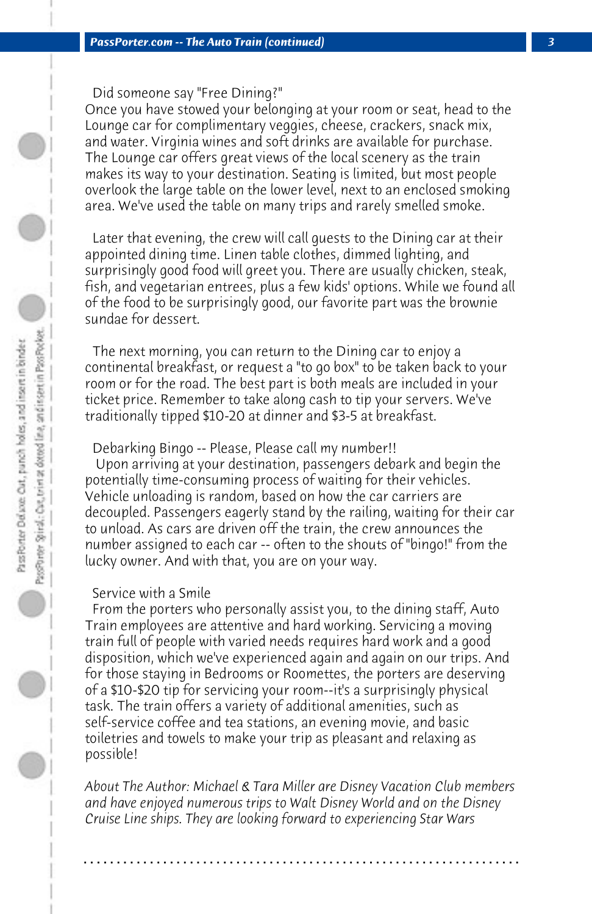### Did someone say "Free Dining?"

Once you have stowed your belonging at your room or seat, head to the Lounge car for complimentary veggies, cheese, crackers, snack mix, and water. Virginia wines and soft drinks are available for purchase. The Lounge car offers great views of the local scenery as the train makes its way to your destination. Seating is limited, but most people overlook the large table on the lower level, next to an enclosed smoking area. We've used the table on many trips and rarely smelled smoke.

Later that evening, the crew will call guests to the Dining car at their appointed dining time. Linen table clothes, dimmed lighting, and surprisingly good food will greet you. There are usually chicken, steak, fish, and vegetarian entrees, plus a few kids' options. While we found all of the food to be surprisingly good, our favorite part was the brownie sundae for dessert.

The next morning, you can return to the Dining car to enjoy a continental breakfast, or request a "to go box" to be taken back to your room or for the road. The best part is both meals are included in your ticket price. Remember to take along cash to tip your servers. We've traditionally tipped $10-20 at dinner and $3-5 at breakfast.

### Debarking Bingo -- Please, Please call my number!!

Upon arriving at your destination, passengers debark and begin the potentially time-consuming process of waiting for their vehicles. Vehicle unloading is random, based on how the car carriers are decoupled. Passengers eagerly stand by the railing, waiting for their car to unload. As cars are driven off the train, the crew announces the number assigned to each car -- often to the shouts of "bingo!" from the lucky owner. And with that, you are on your way.

### Service with a Smile

From the porters who personally assist you, to the dining staff, Auto Train employees are attentive and hard working. Servicing a moving train full of people with varied needs requires hard work and a good disposition, which we've experienced again and again on our trips. And for those staying in Bedrooms or Roomettes, the porters are deserving of a $10-$20 tip for servicing your room--it's a surprisingly physical task. The train offers a variety of additional amenities, such as self-service coffee and tea stations, an evening movie, and basic toiletries and towels to make your trip as pleasant and relaxing as possible!

*About The Author: Michael & Tara Miller are Disney Vacation Club members and have enjoyed numerous trips to Walt Disney World and on the Disney Cruise Line ships. They are looking forward to experiencing Star Wars*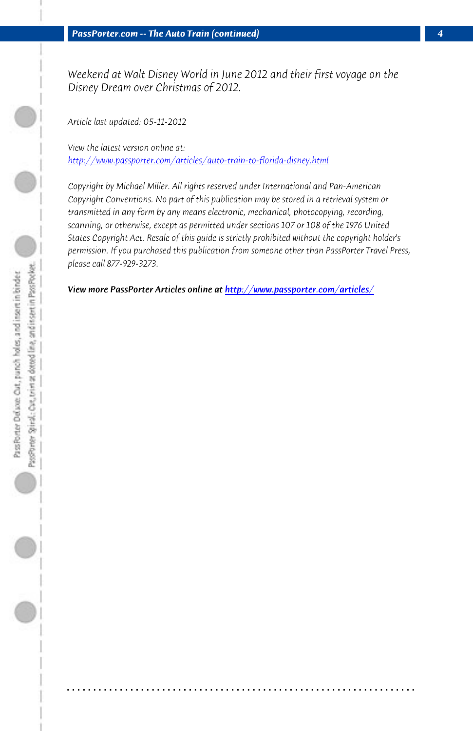*Weekend at Walt Disney World in June 2012 and their first voyage on the Disney Dream over Christmas of 2012.*

*Article last updated: 05-11-2012*

*View the latest version online at:*
*http://www.passporter.com/articles/auto-train-to-florida-disney.html*

*Copyright by Michael Miller. All rights reserved under International and Pan-American Copyright Conventions. No part of this publication may be stored in a retrieval system or transmitted in any form by any means electronic, mechanical, photocopying, recording, scanning, or otherwise, except as permitted under sections 107 or 108 of the 1976 United States Copyright Act. Resale of this guide is strictly prohibited without the copyright holder's permission. If you purchased this publication from someone other than PassPorter Travel Press, please call 877-929-3273.*

***View more PassPorter Articles online at http://www.passporter.com/articles/***